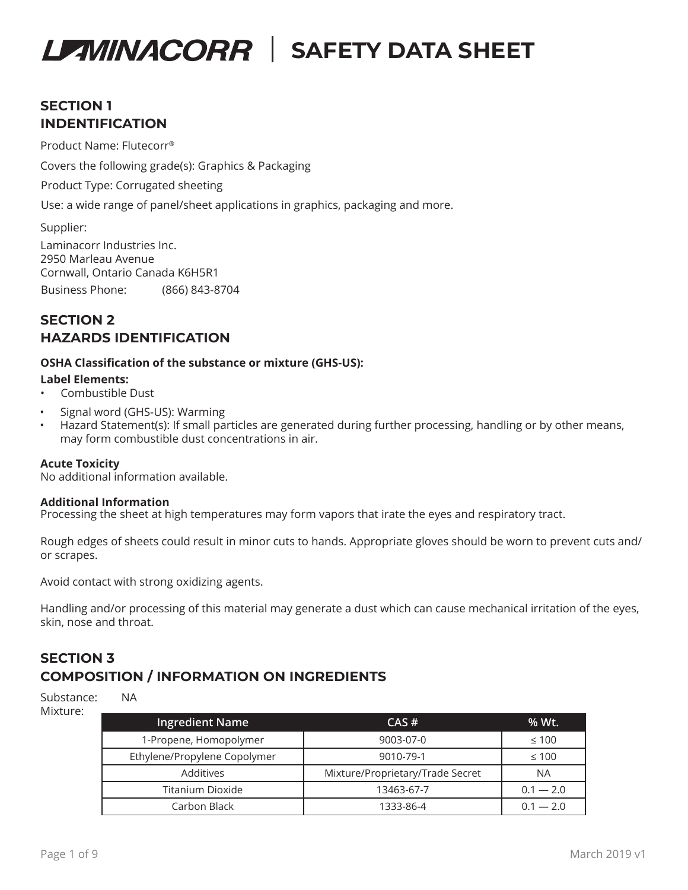# LAMINACORR | SAFETY DATA SHEET

## SECTION 1
## INDENTIFICATION

Product Name: Flutecorr®

Covers the following grade(s): Graphics & Packaging

Product Type: Corrugated sheeting

Use: a wide range of panel/sheet applications in graphics, packaging and more.

Supplier:

Laminacorr Industries Inc.
2950 Marleau Avenue
Cornwall, Ontario Canada K6H5R1

Business Phone: (866) 843-8704

## SECTION 2
## HAZARDS IDENTIFICATION

**OSHA Classification of the substance or mixture (GHS-US):**

**Label Elements:**

- Combustible Dust
- Signal word (GHS-US): Warming
- Hazard Statement(s): If small particles are generated during further processing, handling or by other means, may form combustible dust concentrations in air.

**Acute Toxicity**
No additional information available.

**Additional Information**
Processing the sheet at high temperatures may form vapors that irate the eyes and respiratory tract.

Rough edges of sheets could result in minor cuts to hands. Appropriate gloves should be worn to prevent cuts and/or scrapes.

Avoid contact with strong oxidizing agents.

Handling and/or processing of this material may generate a dust which can cause mechanical irritation of the eyes, skin, nose and throat.

## SECTION 3
## COMPOSITION / INFORMATION ON INGREDIENTS

Substance: NA
Mixture:

| Ingredient Name | CAS # | % Wt. |
|---|---|---|
| 1-Propene, Homopolymer | 9003-07-0 | ≤ 100 |
| Ethylene/Propylene Copolymer | 9010-79-1 | ≤ 100 |
| Additives | Mixture/Proprietary/Trade Secret | NA |
| Titanium Dioxide | 13463-67-7 | 0.1 — 2.0 |
| Carbon Black | 1333-86-4 | 0.1 — 2.0 |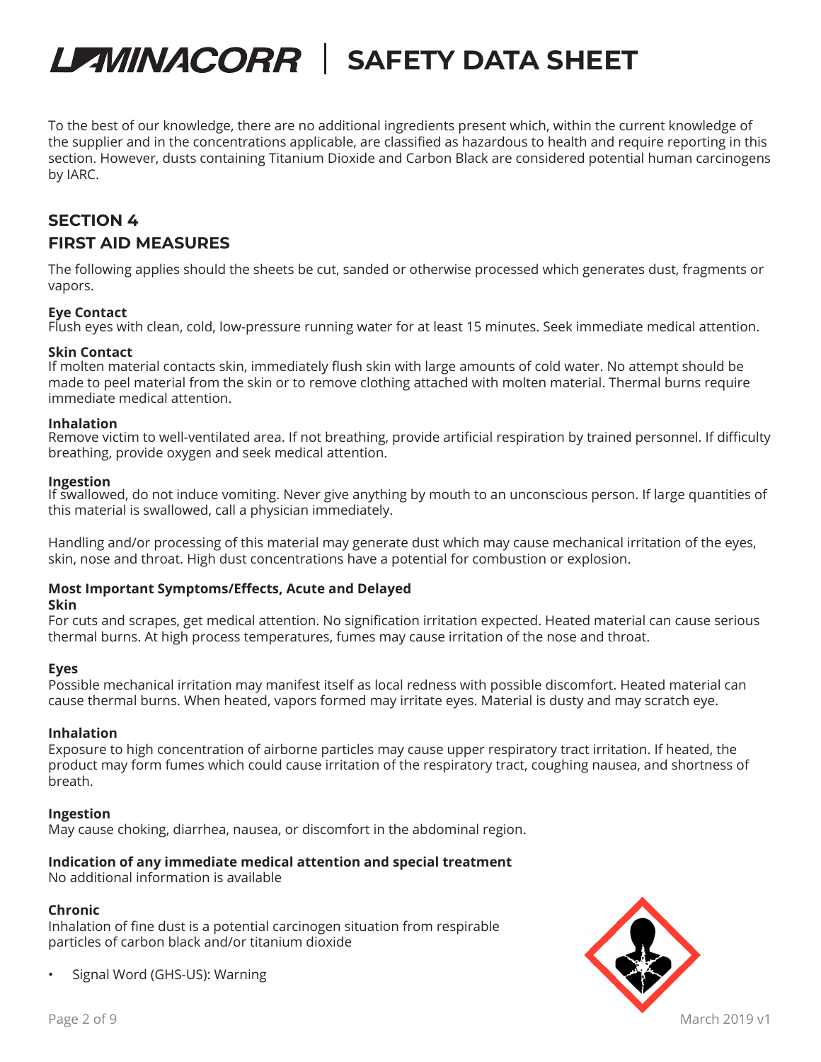To the best of our knowledge, there are no additional ingredients present which, within the current knowledge of the supplier and in the concentrations applicable, are classified as hazardous to health and require reporting in this section. However, dusts containing Titanium Dioxide and Carbon Black are considered potential human carcinogens by IARC.

## SECTION 4
## FIRST AID MEASURES

The following applies should the sheets be cut, sanded or otherwise processed which generates dust, fragments or vapors.

**Eye Contact**
Flush eyes with clean, cold, low-pressure running water for at least 15 minutes. Seek immediate medical attention.

**Skin Contact**
If molten material contacts skin, immediately flush skin with large amounts of cold water. No attempt should be made to peel material from the skin or to remove clothing attached with molten material. Thermal burns require immediate medical attention.

**Inhalation**
Remove victim to well-ventilated area. If not breathing, provide artificial respiration by trained personnel. If difficulty breathing, provide oxygen and seek medical attention.

**Ingestion**
If swallowed, do not induce vomiting. Never give anything by mouth to an unconscious person. If large quantities of this material is swallowed, call a physician immediately.

Handling and/or processing of this material may generate dust which may cause mechanical irritation of the eyes, skin, nose and throat. High dust concentrations have a potential for combustion or explosion.

**Most Important Symptoms/Effects, Acute and Delayed**
**Skin**
For cuts and scrapes, get medical attention. No signification irritation expected. Heated material can cause serious thermal burns. At high process temperatures, fumes may cause irritation of the nose and throat.

**Eyes**
Possible mechanical irritation may manifest itself as local redness with possible discomfort. Heated material can cause thermal burns. When heated, vapors formed may irritate eyes. Material is dusty and may scratch eye.

**Inhalation**
Exposure to high concentration of airborne particles may cause upper respiratory tract irritation. If heated, the product may form fumes which could cause irritation of the respiratory tract, coughing nausea, and shortness of breath.

**Ingestion**
May cause choking, diarrhea, nausea, or discomfort in the abdominal region.

**Indication of any immediate medical attention and special treatment**
No additional information is available

**Chronic**
Inhalation of fine dust is a potential carcinogen situation from respirable particles of carbon black and/or titanium dioxide

- Signal Word (GHS-US): Warning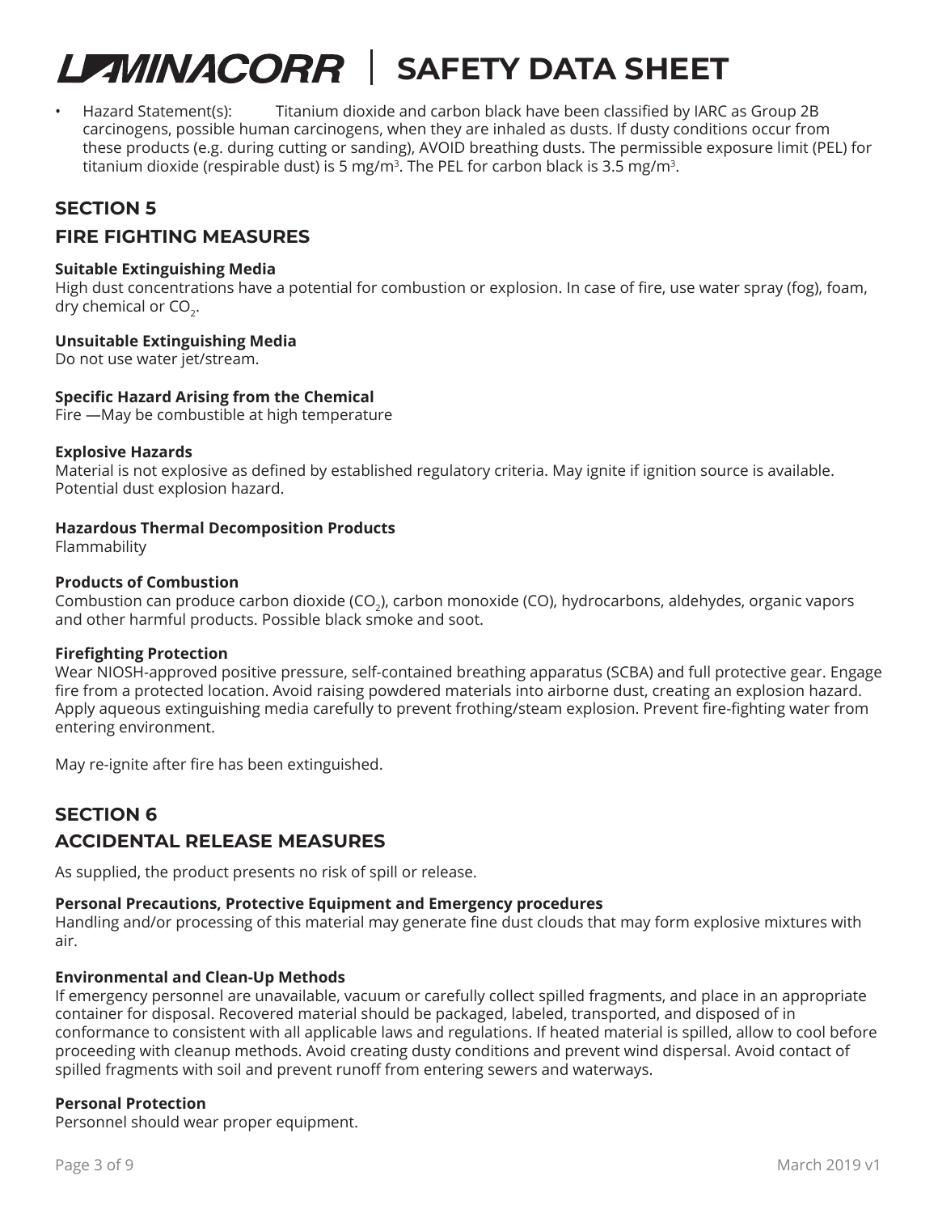- Hazard Statement(s): Titanium dioxide and carbon black have been classified by IARC as Group 2B carcinogens, possible human carcinogens, when they are inhaled as dusts. If dusty conditions occur from these products (e.g. during cutting or sanding), AVOID breathing dusts. The permissible exposure limit (PEL) for titanium dioxide (respirable dust) is 5 mg/m$^3$. The PEL for carbon black is 3.5 mg/m$^3$.

## SECTION 5

## FIRE FIGHTING MEASURES

**Suitable Extinguishing Media**
High dust concentrations have a potential for combustion or explosion. In case of fire, use water spray (fog), foam, dry chemical or $CO_2$.

**Unsuitable Extinguishing Media**
Do not use water jet/stream.

**Specific Hazard Arising from the Chemical**
Fire —May be combustible at high temperature

**Explosive Hazards**
Material is not explosive as defined by established regulatory criteria. May ignite if ignition source is available. Potential dust explosion hazard.

**Hazardous Thermal Decomposition Products**
Flammability

**Products of Combustion**
Combustion can produce carbon dioxide ($CO_2$), carbon monoxide (CO), hydrocarbons, aldehydes, organic vapors and other harmful products. Possible black smoke and soot.

**Firefighting Protection**
Wear NIOSH-approved positive pressure, self-contained breathing apparatus (SCBA) and full protective gear. Engage fire from a protected location. Avoid raising powdered materials into airborne dust, creating an explosion hazard. Apply aqueous extinguishing media carefully to prevent frothing/steam explosion. Prevent fire-fighting water from entering environment.

May re-ignite after fire has been extinguished.

## SECTION 6

## ACCIDENTAL RELEASE MEASURES

As supplied, the product presents no risk of spill or release.

**Personal Precautions, Protective Equipment and Emergency procedures**
Handling and/or processing of this material may generate fine dust clouds that may form explosive mixtures with air.

**Environmental and Clean-Up Methods**
If emergency personnel are unavailable, vacuum or carefully collect spilled fragments, and place in an appropriate container for disposal. Recovered material should be packaged, labeled, transported, and disposed of in conformance to consistent with all applicable laws and regulations. If heated material is spilled, allow to cool before proceeding with cleanup methods. Avoid creating dusty conditions and prevent wind dispersal. Avoid contact of spilled fragments with soil and prevent runoff from entering sewers and waterways.

**Personal Protection**
Personnel should wear proper equipment.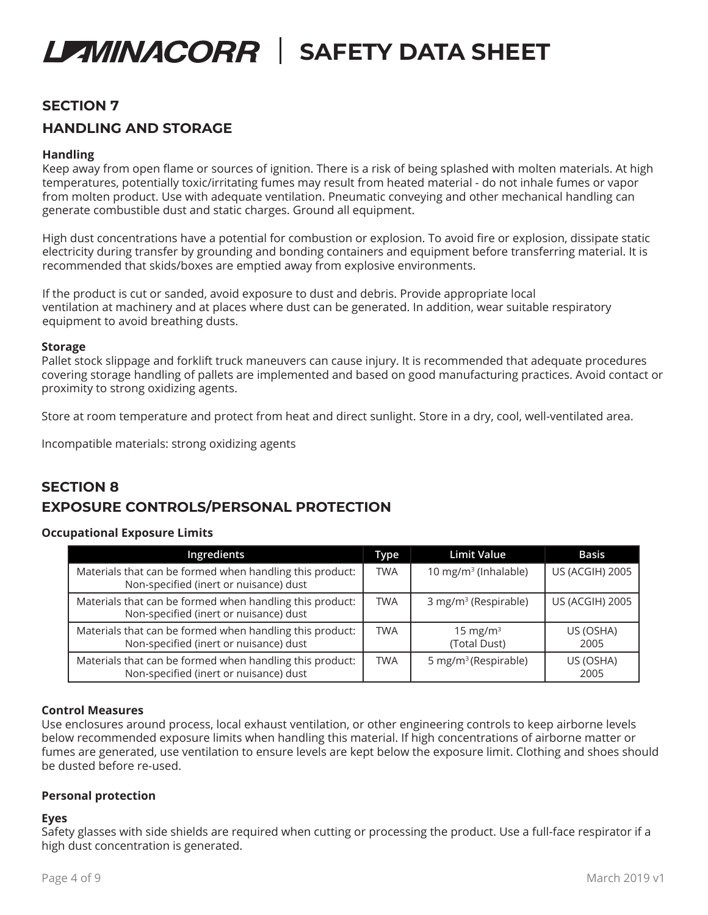## SECTION 7

## HANDLING AND STORAGE

**Handling**

Keep away from open flame or sources of ignition. There is a risk of being splashed with molten materials. At high temperatures, potentially toxic/irritating fumes may result from heated material - do not inhale fumes or vapor from molten product. Use with adequate ventilation. Pneumatic conveying and other mechanical handling can generate combustible dust and static charges. Ground all equipment.

High dust concentrations have a potential for combustion or explosion. To avoid fire or explosion, dissipate static electricity during transfer by grounding and bonding containers and equipment before transferring material. It is recommended that skids/boxes are emptied away from explosive environments.

If the product is cut or sanded, avoid exposure to dust and debris. Provide appropriate local ventilation at machinery and at places where dust can be generated. In addition, wear suitable respiratory equipment to avoid breathing dusts.

**Storage**

Pallet stock slippage and forklift truck maneuvers can cause injury. It is recommended that adequate procedures covering storage handling of pallets are implemented and based on good manufacturing practices. Avoid contact or proximity to strong oxidizing agents.

Store at room temperature and protect from heat and direct sunlight. Store in a dry, cool, well-ventilated area.

Incompatible materials: strong oxidizing agents

## SECTION 8

## EXPOSURE CONTROLS/PERSONAL PROTECTION

**Occupational Exposure Limits**

| Ingredients | Type | Limit Value | Basis |
|---|---|---|---|
| Materials that can be formed when handling this product: Non-specified (inert or nuisance) dust | TWA | 10 $mg/m^3$ (Inhalable) | US (ACGIH) 2005 |
| Materials that can be formed when handling this product: Non-specified (inert or nuisance) dust | TWA | 3 $mg/m^3$ (Respirable) | US (ACGIH) 2005 |
| Materials that can be formed when handling this product: Non-specified (inert or nuisance) dust | TWA | 15 $mg/m^3$ (Total Dust) | US (OSHA) 2005 |
| Materials that can be formed when handling this product: Non-specified (inert or nuisance) dust | TWA | 5 $mg/m^3$ (Respirable) | US (OSHA) 2005 |

**Control Measures**

Use enclosures around process, local exhaust ventilation, or other engineering controls to keep airborne levels below recommended exposure limits when handling this material. If high concentrations of airborne matter or fumes are generated, use ventilation to ensure levels are kept below the exposure limit. Clothing and shoes should be dusted before re-used.

**Personal protection**

**Eyes**

Safety glasses with side shields are required when cutting or processing the product. Use a full-face respirator if a high dust concentration is generated.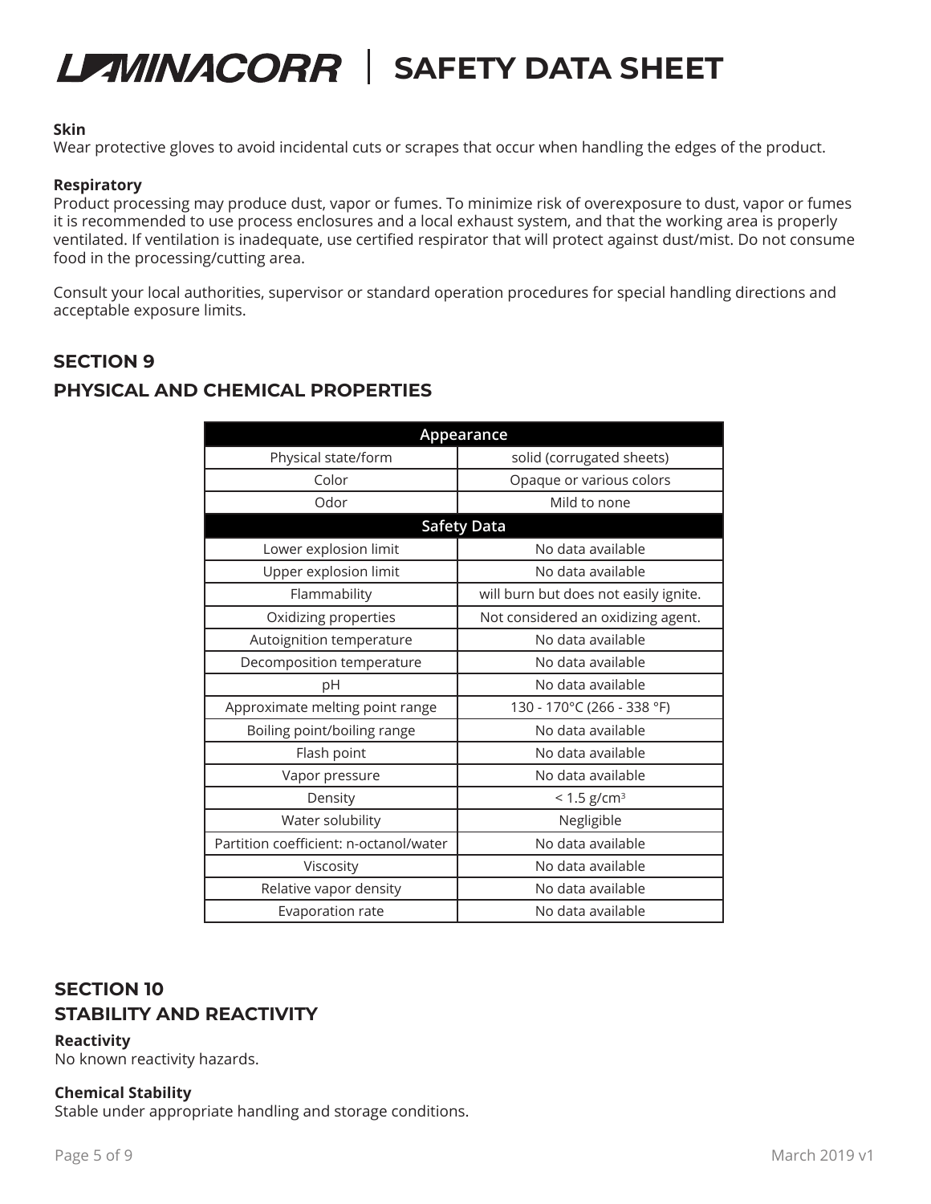**Skin**

Wear protective gloves to avoid incidental cuts or scrapes that occur when handling the edges of the product.

**Respiratory**

Product processing may produce dust, vapor or fumes. To minimize risk of overexposure to dust, vapor or fumes it is recommended to use process enclosures and a local exhaust system, and that the working area is properly ventilated. If ventilation is inadequate, use certified respirator that will protect against dust/mist. Do not consume food in the processing/cutting area.

Consult your local authorities, supervisor or standard operation procedures for special handling directions and acceptable exposure limits.

## SECTION 9

## PHYSICAL AND CHEMICAL PROPERTIES

| Appearance | |
|---|---|
| Physical state/form | solid (corrugated sheets) |
| Color | Opaque or various colors |
| Odor | Mild to none |
| **Safety Data** | |
| Lower explosion limit | No data available |
| Upper explosion limit | No data available |
| Flammability | will burn but does not easily ignite. |
| Oxidizing properties | Not considered an oxidizing agent. |
| Autoignition temperature | No data available |
| Decomposition temperature | No data available |
| pH | No data available |
| Approximate melting point range | 130 - 170°C (266 - 338 °F) |
| Boiling point/boiling range | No data available |
| Flash point | No data available |
| Vapor pressure | No data available |
| Density | < 1.5 g/cm$^3$ |
| Water solubility | Negligible |
| Partition coefficient: n-octanol/water | No data available |
| Viscosity | No data available |
| Relative vapor density | No data available |
| Evaporation rate | No data available |

## SECTION 10

## STABILITY AND REACTIVITY

**Reactivity**

No known reactivity hazards.

**Chemical Stability**

Stable under appropriate handling and storage conditions.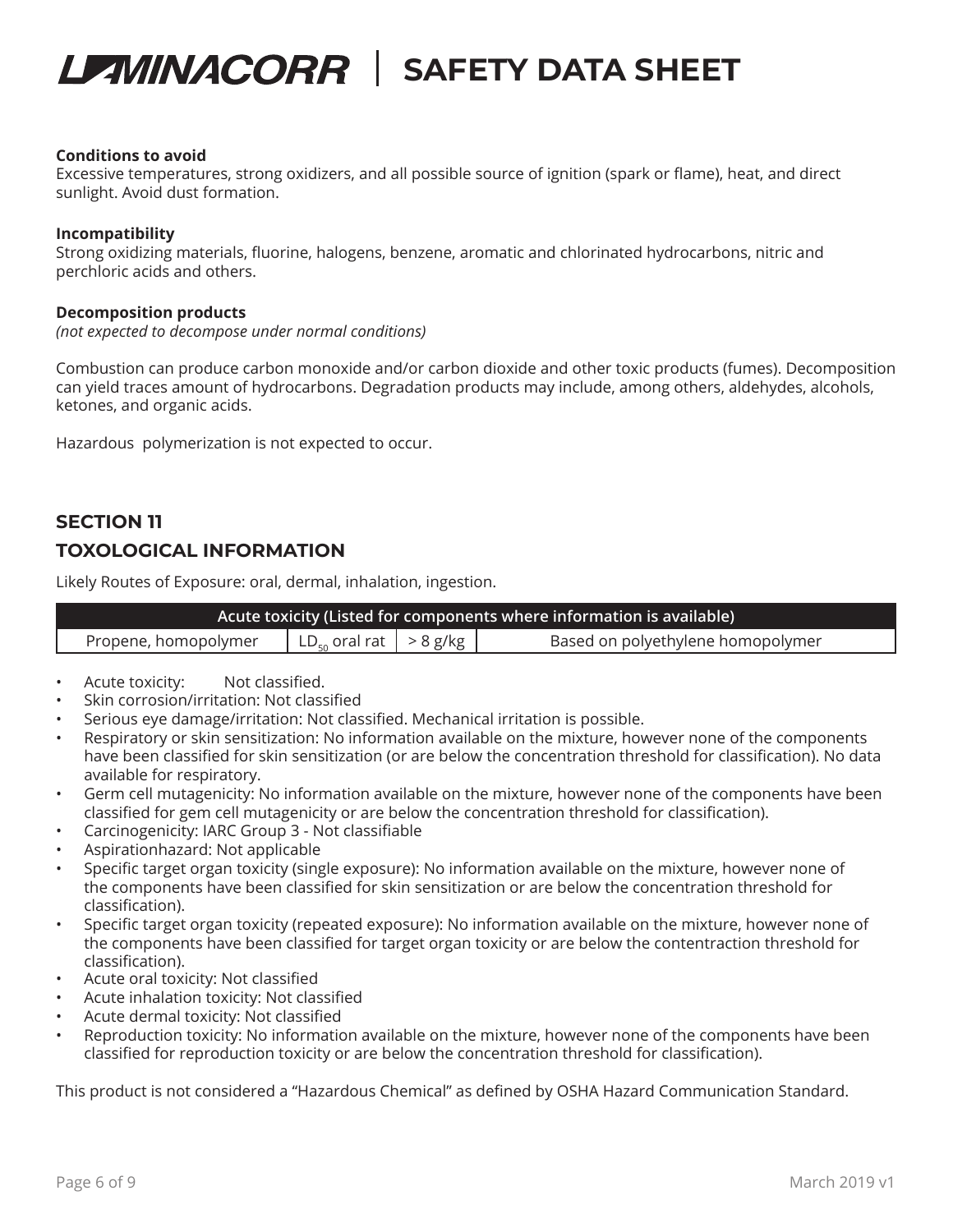**Conditions to avoid**
Excessive temperatures, strong oxidizers, and all possible source of ignition (spark or flame), heat, and direct sunlight. Avoid dust formation.

**Incompatibility**
Strong oxidizing materials, fluorine, halogens, benzene, aromatic and chlorinated hydrocarbons, nitric and perchloric acids and others.

**Decomposition products**
*(not expected to decompose under normal conditions)*

Combustion can produce carbon monoxide and/or carbon dioxide and other toxic products (fumes). Decomposition can yield traces amount of hydrocarbons. Degradation products may include, among others, aldehydes, alcohols, ketones, and organic acids.

Hazardous polymerization is not expected to occur.

## SECTION 11

## TOXOLOGICAL INFORMATION

Likely Routes of Exposure: oral, dermal, inhalation, ingestion.

| Acute toxicity (Listed for components where information is available) | | | |
|---|---|---|---|
| Propene, homopolymer | $LD_{50}$ oral rat | > 8 g/kg | Based on polyethylene homopolymer |

- Acute toxicity: Not classified.
- Skin corrosion/irritation: Not classified
- Serious eye damage/irritation: Not classified. Mechanical irritation is possible.
- Respiratory or skin sensitization: No information available on the mixture, however none of the components have been classified for skin sensitization (or are below the concentration threshold for classification). No data available for respiratory.
- Germ cell mutagenicity: No information available on the mixture, however none of the components have been classified for gem cell mutagenicity or are below the concentration threshold for classification).
- Carcinogenicity: IARC Group 3 - Not classifiable
- Aspirationhazard: Not applicable
- Specific target organ toxicity (single exposure): No information available on the mixture, however none of the components have been classified for skin sensitization or are below the concentration threshold for classification).
- Specific target organ toxicity (repeated exposure): No information available on the mixture, however none of the components have been classified for target organ toxicity or are below the contentraction threshold for classification).
- Acute oral toxicity: Not classified
- Acute inhalation toxicity: Not classified
- Acute dermal toxicity: Not classified
- Reproduction toxicity: No information available on the mixture, however none of the components have been classified for reproduction toxicity or are below the concentration threshold for classification).

This product is not considered a "Hazardous Chemical" as defined by OSHA Hazard Communication Standard.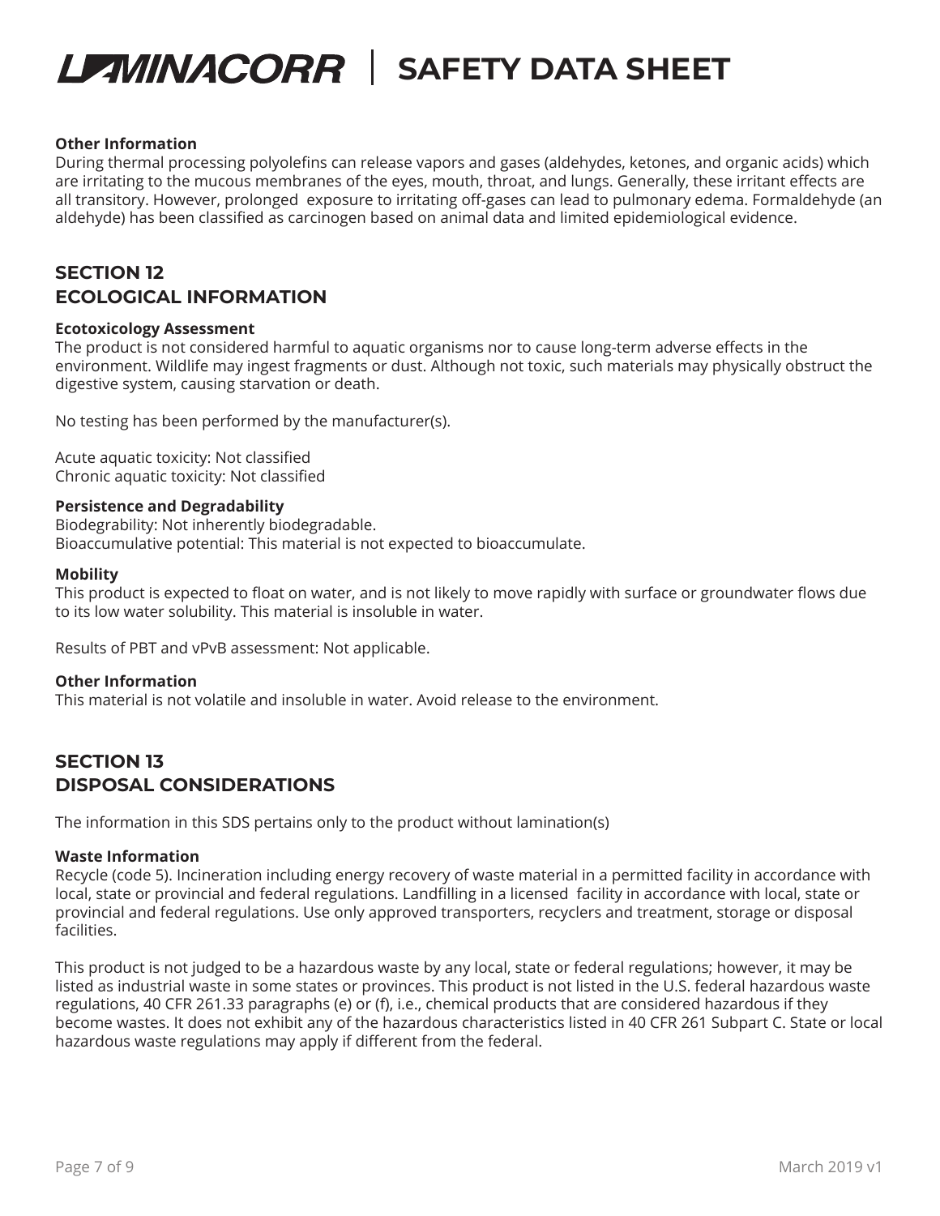**Other Information**
During thermal processing polyolefins can release vapors and gases (aldehydes, ketones, and organic acids) which are irritating to the mucous membranes of the eyes, mouth, throat, and lungs. Generally, these irritant effects are all transitory. However, prolonged exposure to irritating off-gases can lead to pulmonary edema. Formaldehyde (an aldehyde) has been classified as carcinogen based on animal data and limited epidemiological evidence.

## SECTION 12
## ECOLOGICAL INFORMATION

**Ecotoxicology Assessment**
The product is not considered harmful to aquatic organisms nor to cause long-term adverse effects in the environment. Wildlife may ingest fragments or dust. Although not toxic, such materials may physically obstruct the digestive system, causing starvation or death.

No testing has been performed by the manufacturer(s).

Acute aquatic toxicity: Not classified
Chronic aquatic toxicity: Not classified

**Persistence and Degradability**
Biodegrability: Not inherently biodegradable.
Bioaccumulative potential: This material is not expected to bioaccumulate.

**Mobility**
This product is expected to float on water, and is not likely to move rapidly with surface or groundwater flows due to its low water solubility. This material is insoluble in water.

Results of PBT and vPvB assessment: Not applicable.

**Other Information**
This material is not volatile and insoluble in water. Avoid release to the environment.

## SECTION 13
## DISPOSAL CONSIDERATIONS

The information in this SDS pertains only to the product without lamination(s)

**Waste Information**
Recycle (code 5). Incineration including energy recovery of waste material in a permitted facility in accordance with local, state or provincial and federal regulations. Landfilling in a licensed facility in accordance with local, state or provincial and federal regulations. Use only approved transporters, recyclers and treatment, storage or disposal facilities.

This product is not judged to be a hazardous waste by any local, state or federal regulations; however, it may be listed as industrial waste in some states or provinces. This product is not listed in the U.S. federal hazardous waste regulations, 40 CFR 261.33 paragraphs (e) or (f), i.e., chemical products that are considered hazardous if they become wastes. It does not exhibit any of the hazardous characteristics listed in 40 CFR 261 Subpart C. State or local hazardous waste regulations may apply if different from the federal.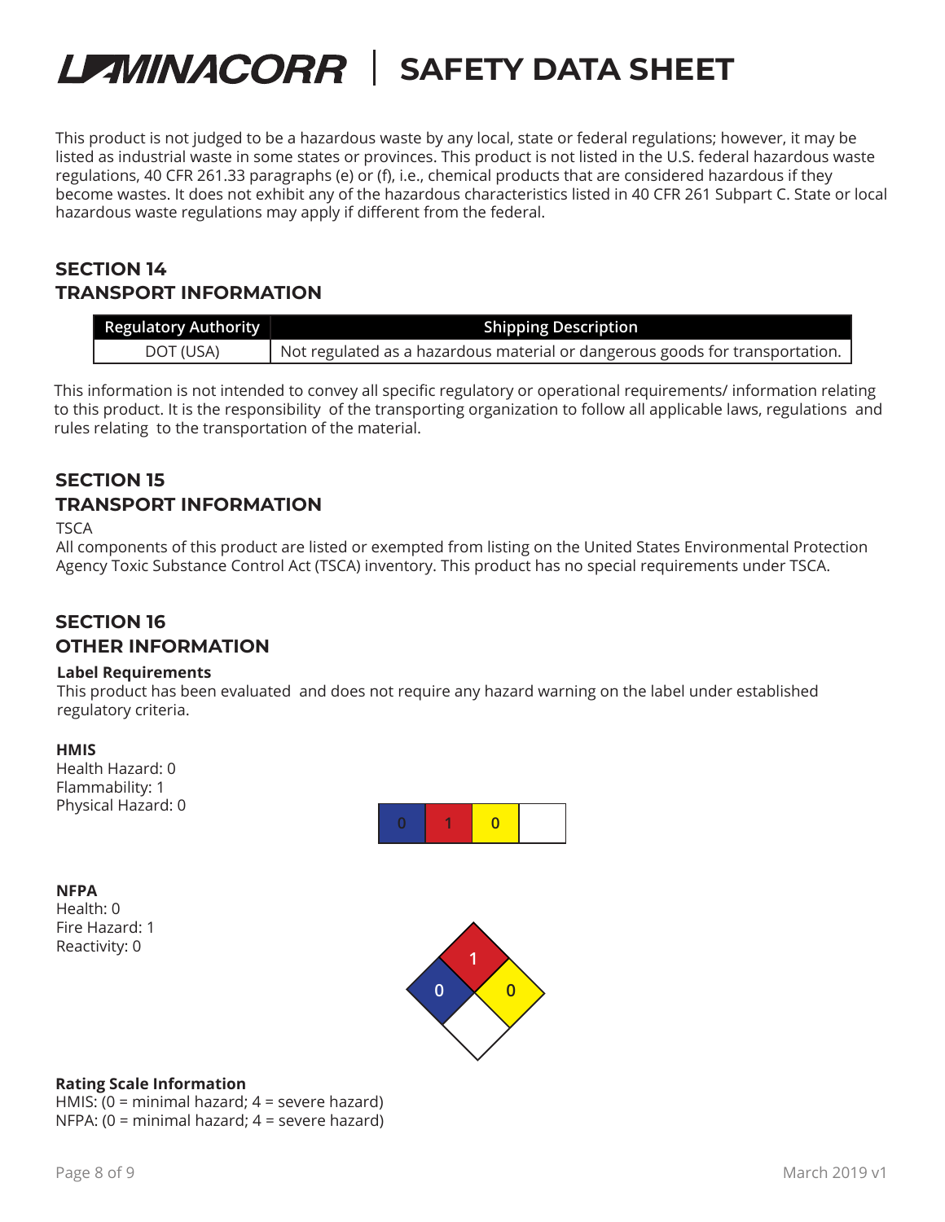This product is not judged to be a hazardous waste by any local, state or federal regulations; however, it may be listed as industrial waste in some states or provinces. This product is not listed in the U.S. federal hazardous waste regulations, 40 CFR 261.33 paragraphs (e) or (f), i.e., chemical products that are considered hazardous if they become wastes. It does not exhibit any of the hazardous characteristics listed in 40 CFR 261 Subpart C. State or local hazardous waste regulations may apply if different from the federal.

## SECTION 14
## TRANSPORT INFORMATION

| Regulatory Authority | Shipping Description |
| --- | --- |
| DOT (USA) | Not regulated as a hazardous material or dangerous goods for transportation. |

This information is not intended to convey all specific regulatory or operational requirements/ information relating to this product. It is the responsibility of the transporting organization to follow all applicable laws, regulations and rules relating to the transportation of the material.

## SECTION 15
## TRANSPORT INFORMATION

TSCA

All components of this product are listed or exempted from listing on the United States Environmental Protection Agency Toxic Substance Control Act (TSCA) inventory. This product has no special requirements under TSCA.

## SECTION 16
## OTHER INFORMATION

**Label Requirements**

This product has been evaluated and does not require any hazard warning on the label under established regulatory criteria.

**HMIS**

Health Hazard: 0
Flammability: 1
Physical Hazard: 0

| 0 | 1 | 0 | |
| --- | --- | --- | --- |

**NFPA**

Health: 0
Fire Hazard: 1
Reactivity: 0

**Rating Scale Information**

HMIS: (0 = minimal hazard; 4 = severe hazard)
NFPA: (0 = minimal hazard; 4 = severe hazard)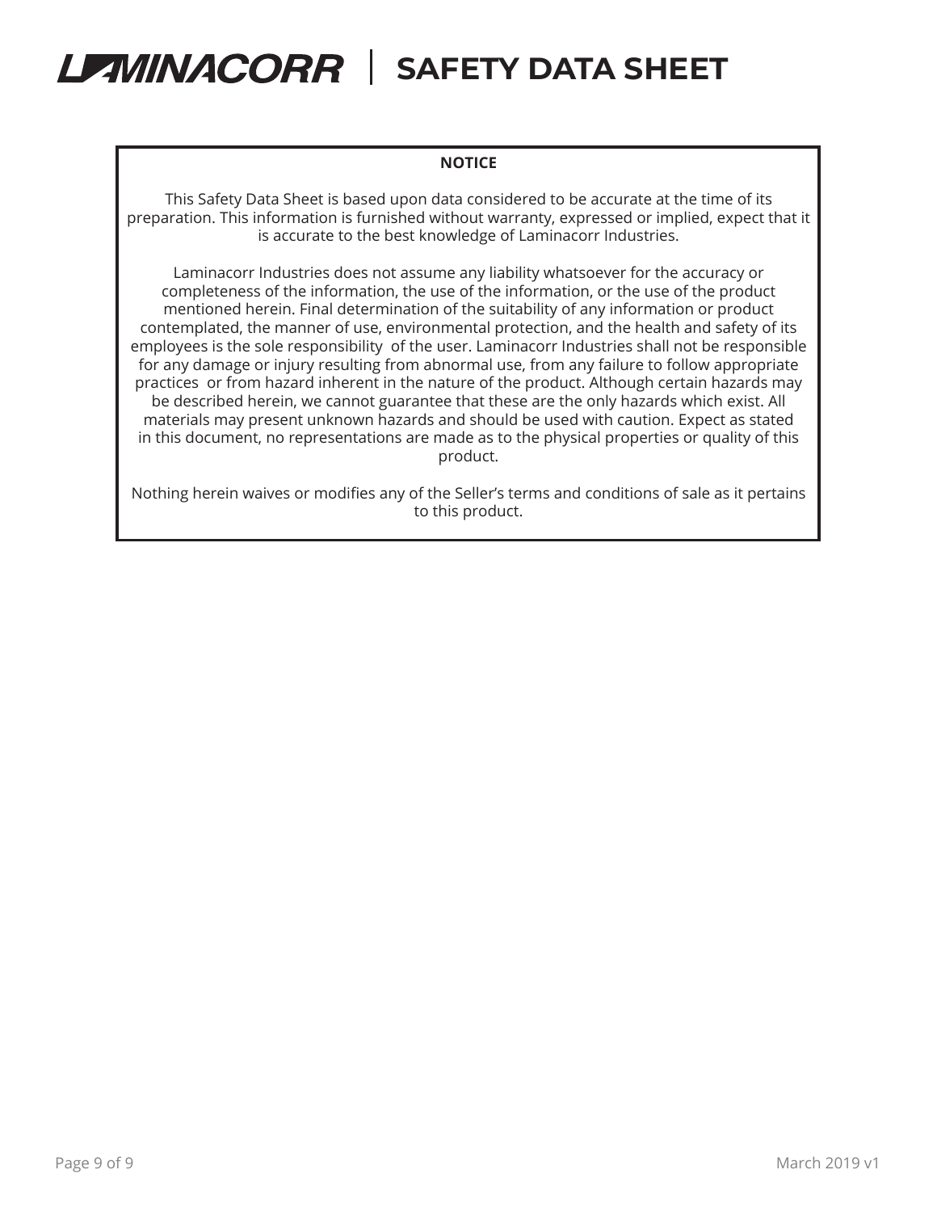**NOTICE**

This Safety Data Sheet is based upon data considered to be accurate at the time of its preparation. This information is furnished without warranty, expressed or implied, expect that it is accurate to the best knowledge of Laminacorr Industries.

Laminacorr Industries does not assume any liability whatsoever for the accuracy or completeness of the information, the use of the information, or the use of the product mentioned herein. Final determination of the suitability of any information or product contemplated, the manner of use, environmental protection, and the health and safety of its employees is the sole responsibility of the user. Laminacorr Industries shall not be responsible for any damage or injury resulting from abnormal use, from any failure to follow appropriate practices or from hazard inherent in the nature of the product. Although certain hazards may be described herein, we cannot guarantee that these are the only hazards which exist. All materials may present unknown hazards and should be used with caution. Expect as stated in this document, no representations are made as to the physical properties or quality of this product.

Nothing herein waives or modifies any of the Seller's terms and conditions of sale as it pertains to this product.